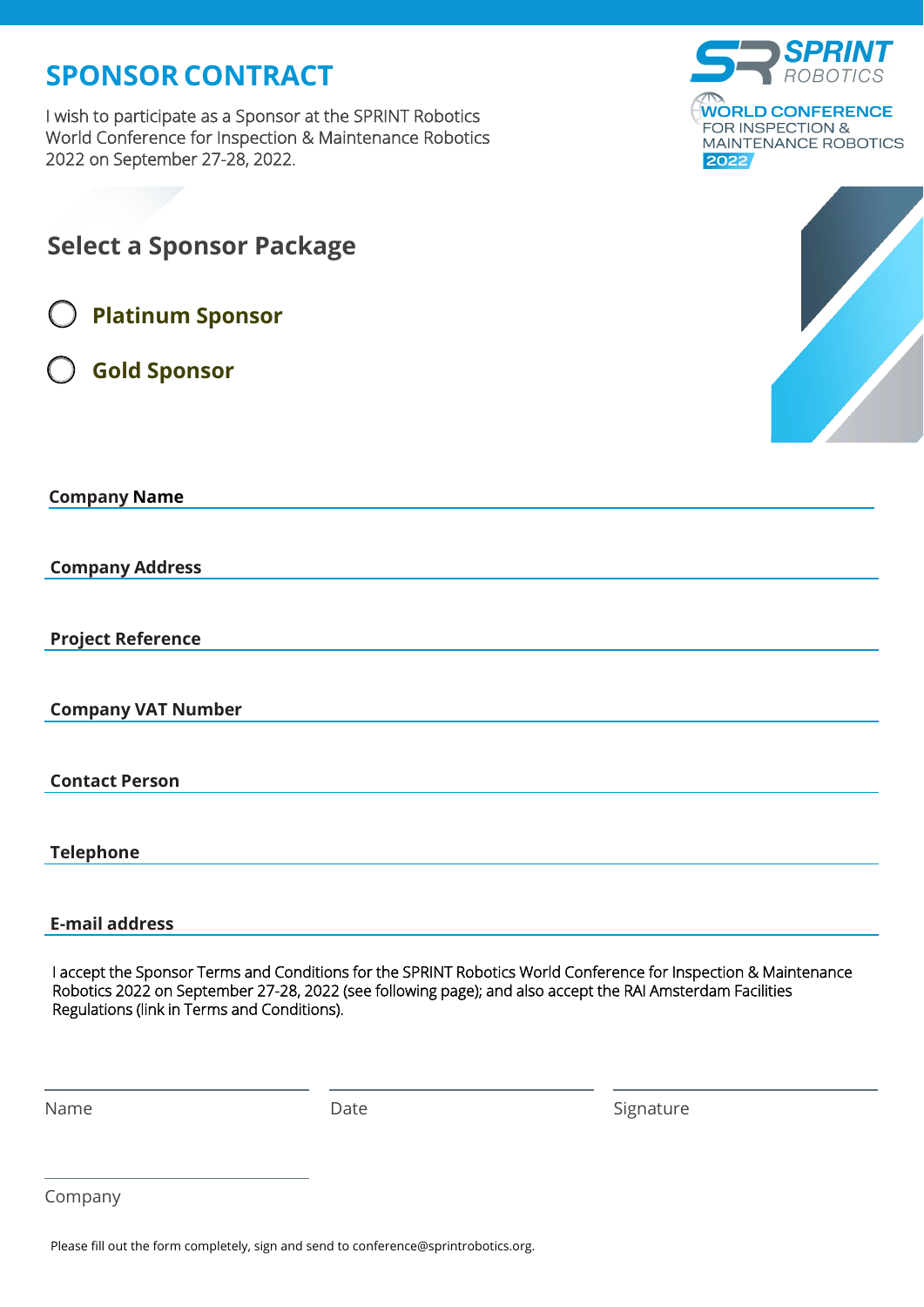# SPONSOR CONTRACT

I wish to participate as a Sponsor at the SPRINT Robotics World Conference for Inspection & Maintenance Robotics 2022 on September 27-28, 2022.

SPRINT ROBOTICS
WORLD CONFERENCE FOR INSPECTION & MAINTENANCE ROBOTICS 2022

## Select a Sponsor Package

- ◯ **Platinum Sponsor**
- ◯ **Gold Sponsor**

**Company Name** ______________________________

**Company Address** ______________________________

**Project Reference** ______________________________

**Company VAT Number** ______________________________

**Contact Person** ______________________________

**Telephone** ______________________________

**E-mail address** ______________________________

I accept the Sponsor Terms and Conditions for the SPRINT Robotics World Conference for Inspection & Maintenance Robotics 2022 on September 27-28, 2022 (see following page); and also accept the RAI Amsterdam Facilities Regulations (link in Terms and Conditions).

| Name | Date | Signature |
|---|---|---|
| | | |

Company ______________________________

Please fill out the form completely, sign and send to conference@sprintrobotics.org.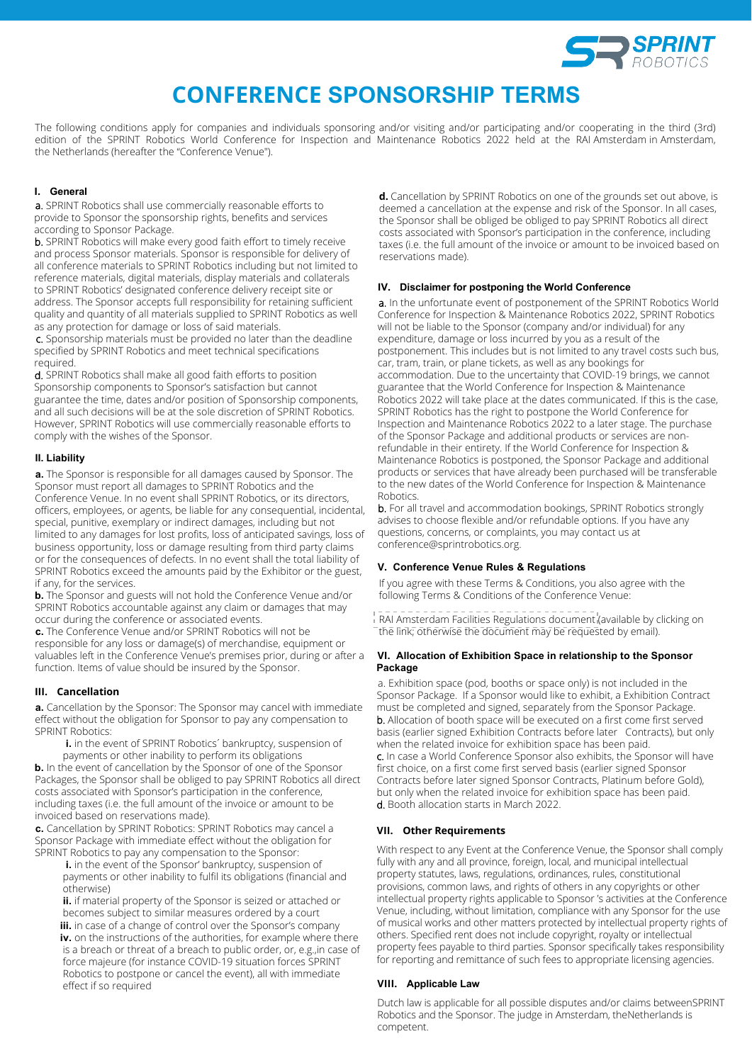# CONFERENCE SPONSORSHIP TERMS

The following conditions apply for companies and individuals sponsoring and/or visiting and/or participating and/or cooperating in the third (3rd) edition of the SPRINT Robotics World Conference for Inspection and Maintenance Robotics 2022 held at the RAI Amsterdam in Amsterdam, the Netherlands (hereafter the "Conference Venue").

### I. General

a. SPRINT Robotics shall use commercially reasonable efforts to provide to Sponsor the sponsorship rights, benefits and services according to Sponsor Package.

b. SPRINT Robotics will make every good faith effort to timely receive and process Sponsor materials. Sponsor is responsible for delivery of all conference materials to SPRINT Robotics including but not limited to reference materials, digital materials, display materials and collaterals to SPRINT Robotics' designated conference delivery receipt site or address. The Sponsor accepts full responsibility for retaining sufficient quality and quantity of all materials supplied to SPRINT Robotics as well as any protection for damage or loss of said materials.

c. Sponsorship materials must be provided no later than the deadline specified by SPRINT Robotics and meet technical specifications required.

d. SPRINT Robotics shall make all good faith efforts to position Sponsorship components to Sponsor's satisfaction but cannot guarantee the time, dates and/or position of Sponsorship components, and all such decisions will be at the sole discretion of SPRINT Robotics. However, SPRINT Robotics will use commercially reasonable efforts to comply with the wishes of the Sponsor.

### II. Liability

**a.** The Sponsor is responsible for all damages caused by Sponsor. The Sponsor must report all damages to SPRINT Robotics and the Conference Venue. In no event shall SPRINT Robotics, or its directors, officers, employees, or agents, be liable for any consequential, incidental, special, punitive, exemplary or indirect damages, including but not limited to any damages for lost profits, loss of anticipated savings, loss of business opportunity, loss or damage resulting from third party claims or for the consequences of defects. In no event shall the total liability of SPRINT Robotics exceed the amounts paid by the Exhibitor or the guest, if any, for the services.

**b.** The Sponsor and guests will not hold the Conference Venue and/or SPRINT Robotics accountable against any claim or damages that may occur during the conference or associated events.

**c.** The Conference Venue and/or SPRINT Robotics will not be responsible for any loss or damage(s) of merchandise, equipment or valuables left in the Conference Venue's premises prior, during or after a function. Items of value should be insured by the Sponsor.

### III. Cancellation

**a.** Cancellation by the Sponsor: The Sponsor may cancel with immediate effect without the obligation for Sponsor to pay any compensation to SPRINT Robotics:

- **i.** in the event of SPRINT Robotics´ bankruptcy, suspension of payments or other inability to perform its obligations

**b.** In the event of cancellation by the Sponsor of one of the Sponsor Packages, the Sponsor shall be obliged to pay SPRINT Robotics all direct costs associated with Sponsor's participation in the conference, including taxes (i.e. the full amount of the invoice or amount to be invoiced based on reservations made).

**c.** Cancellation by SPRINT Robotics: SPRINT Robotics may cancel a Sponsor Package with immediate effect without the obligation for SPRINT Robotics to pay any compensation to the Sponsor:

- **i.** in the event of the Sponsor' bankruptcy, suspension of payments or other inability to fulfil its obligations (financial and otherwise)
- **ii.** if material property of the Sponsor is seized or attached or becomes subject to similar measures ordered by a court
- **iii.** in case of a change of control over the Sponsor's company
- **iv.** on the instructions of the authorities, for example where there is a breach or threat of a breach to public order, or, e.g.,in case of force majeure (for instance COVID-19 situation forces SPRINT Robotics to postpone or cancel the event), all with immediate effect if so required

**d.** Cancellation by SPRINT Robotics on one of the grounds set out above, is deemed a cancellation at the expense and risk of the Sponsor. In all cases, the Sponsor shall be obliged to pay SPRINT Robotics all direct costs associated with Sponsor's participation in the conference, including taxes (i.e. the full amount of the invoice or amount to be invoiced based on reservations made).

### IV. Disclaimer for postponing the World Conference

a. In the unfortunate event of postponement of the SPRINT Robotics World Conference for Inspection & Maintenance Robotics 2022, SPRINT Robotics will not be liable to the Sponsor (company and/or individual) for any expenditure, damage or loss incurred by you as a result of the postponement. This includes but is not limited to any travel costs such bus, car, tram, train, or plane tickets, as well as any bookings for accommodation. Due to the uncertainty that COVID-19 brings, we cannot guarantee that the World Conference for Inspection & Maintenance Robotics 2022 will take place at the dates communicated. If this is the case, SPRINT Robotics has the right to postpone the World Conference for Inspection and Maintenance Robotics 2022 to a later stage. The purchase of the Sponsor Package and additional products or services are non-refundable in their entirety. If the World Conference for Inspection & Maintenance Robotics is postponed, the Sponsor Package and additional products or services that have already been purchased will be transferable to the new dates of the World Conference for Inspection & Maintenance Robotics.

b. For all travel and accommodation bookings, SPRINT Robotics strongly advises to choose flexible and/or refundable options. If you have any questions, concerns, or complaints, you may contact us at conference@sprintrobotics.org.

### V. Conference Venue Rules & Regulations

If you agree with these Terms & Conditions, you also agree with the following Terms & Conditions of the Conference Venue:

RAI Amsterdam Facilities Regulations document (available by clicking on the link; otherwise the document may be requested by email).

### VI. Allocation of Exhibition Space in relationship to the Sponsor Package

a. Exhibition space (pod, booths or space only) is not included in the Sponsor Package. If a Sponsor would like to exhibit, a Exhibition Contract must be completed and signed, separately from the Sponsor Package.

b. Allocation of booth space will be executed on a first come first served basis (earlier signed Exhibition Contracts before later Contracts), but only when the related invoice for exhibition space has been paid.

c. In case a World Conference Sponsor also exhibits, the Sponsor will have first choice, on a first come first served basis (earlier signed Sponsor Contracts before later signed Sponsor Contracts, Platinum before Gold), but only when the related invoice for exhibition space has been paid.

d. Booth allocation starts in March 2022.

### VII. Other Requirements

With respect to any Event at the Conference Venue, the Sponsor shall comply fully with any and all province, foreign, local, and municipal intellectual property statutes, laws, regulations, ordinances, rules, constitutional provisions, common laws, and rights of others in any copyrights or other intellectual property rights applicable to Sponsor 's activities at the Conference Venue, including, without limitation, compliance with any Sponsor for the use of musical works and other matters protected by intellectual property rights of others. Specified rent does not include copyright, royalty or intellectual property fees payable to third parties. Sponsor specifically takes responsibility for reporting and remittance of such fees to appropriate licensing agencies.

### VIII. Applicable Law

Dutch law is applicable for all possible disputes and/or claims betweenSPRINT Robotics and the Sponsor. The judge in Amsterdam, theNetherlands is competent.